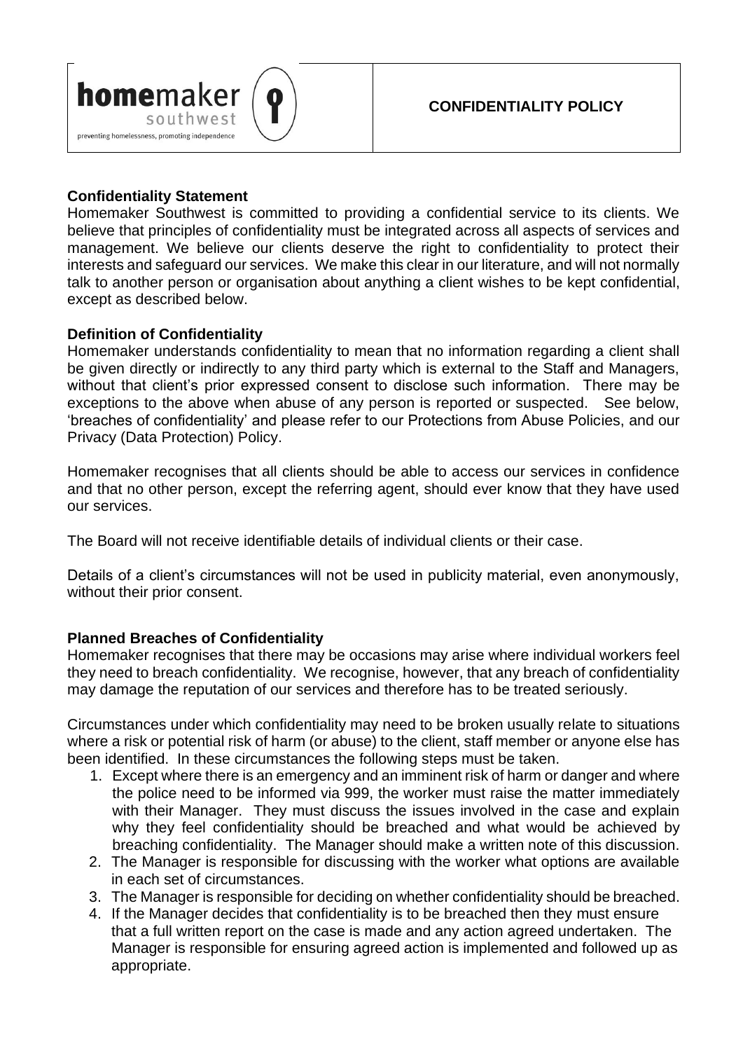homemaker southwest

preventing homelessness, promoting independence

# CONFIDENTIALITY POLICY

**Confidentiality Statement**

Homemaker Southwest is committed to providing a confidential service to its clients. We believe that principles of confidentiality must be integrated across all aspects of services and management. We believe our clients deserve the right to confidentiality to protect their interests and safeguard our services. We make this clear in our literature, and will not normally talk to another person or organisation about anything a client wishes to be kept confidential, except as described below.

**Definition of Confidentiality**

Homemaker understands confidentiality to mean that no information regarding a client shall be given directly or indirectly to any third party which is external to the Staff and Managers, without that client's prior expressed consent to disclose such information. There may be exceptions to the above when abuse of any person is reported or suspected. See below, 'breaches of confidentiality' and please refer to our Protections from Abuse Policies, and our Privacy (Data Protection) Policy.

Homemaker recognises that all clients should be able to access our services in confidence and that no other person, except the referring agent, should ever know that they have used our services.

The Board will not receive identifiable details of individual clients or their case.

Details of a client's circumstances will not be used in publicity material, even anonymously, without their prior consent.

**Planned Breaches of Confidentiality**

Homemaker recognises that there may be occasions may arise where individual workers feel they need to breach confidentiality. We recognise, however, that any breach of confidentiality may damage the reputation of our services and therefore has to be treated seriously.

Circumstances under which confidentiality may need to be broken usually relate to situations where a risk or potential risk of harm (or abuse) to the client, staff member or anyone else has been identified. In these circumstances the following steps must be taken.

1. Except where there is an emergency and an imminent risk of harm or danger and where the police need to be informed via 999, the worker must raise the matter immediately with their Manager. They must discuss the issues involved in the case and explain why they feel confidentiality should be breached and what would be achieved by breaching confidentiality. The Manager should make a written note of this discussion.
2. The Manager is responsible for discussing with the worker what options are available in each set of circumstances.
3. The Manager is responsible for deciding on whether confidentiality should be breached.
4. If the Manager decides that confidentiality is to be breached then they must ensure that a full written report on the case is made and any action agreed undertaken. The Manager is responsible for ensuring agreed action is implemented and followed up as appropriate.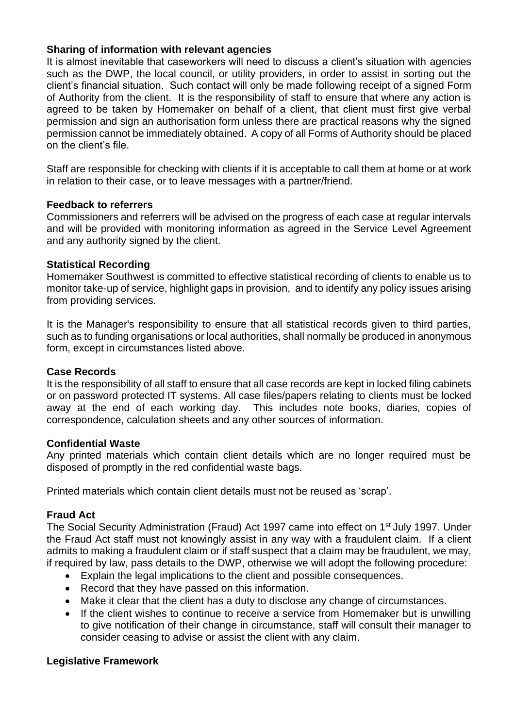### Sharing of information with relevant agencies

It is almost inevitable that caseworkers will need to discuss a client's situation with agencies such as the DWP, the local council, or utility providers, in order to assist in sorting out the client's financial situation. Such contact will only be made following receipt of a signed Form of Authority from the client. It is the responsibility of staff to ensure that where any action is agreed to be taken by Homemaker on behalf of a client, that client must first give verbal permission and sign an authorisation form unless there are practical reasons why the signed permission cannot be immediately obtained. A copy of all Forms of Authority should be placed on the client's file.

Staff are responsible for checking with clients if it is acceptable to call them at home or at work in relation to their case, or to leave messages with a partner/friend.

### Feedback to referrers

Commissioners and referrers will be advised on the progress of each case at regular intervals and will be provided with monitoring information as agreed in the Service Level Agreement and any authority signed by the client.

### Statistical Recording

Homemaker Southwest is committed to effective statistical recording of clients to enable us to monitor take-up of service, highlight gaps in provision, and to identify any policy issues arising from providing services.

It is the Manager's responsibility to ensure that all statistical records given to third parties, such as to funding organisations or local authorities, shall normally be produced in anonymous form, except in circumstances listed above.

### Case Records

It is the responsibility of all staff to ensure that all case records are kept in locked filing cabinets or on password protected IT systems. All case files/papers relating to clients must be locked away at the end of each working day. This includes note books, diaries, copies of correspondence, calculation sheets and any other sources of information.

### Confidential Waste

Any printed materials which contain client details which are no longer required must be disposed of promptly in the red confidential waste bags.

Printed materials which contain client details must not be reused as 'scrap'.

### Fraud Act

The Social Security Administration (Fraud) Act 1997 came into effect on 1st July 1997. Under the Fraud Act staff must not knowingly assist in any way with a fraudulent claim. If a client admits to making a fraudulent claim or if staff suspect that a claim may be fraudulent, we may, if required by law, pass details to the DWP, otherwise we will adopt the following procedure:

- Explain the legal implications to the client and possible consequences.
- Record that they have passed on this information.
- Make it clear that the client has a duty to disclose any change of circumstances.
- If the client wishes to continue to receive a service from Homemaker but is unwilling to give notification of their change in circumstance, staff will consult their manager to consider ceasing to advise or assist the client with any claim.

### Legislative Framework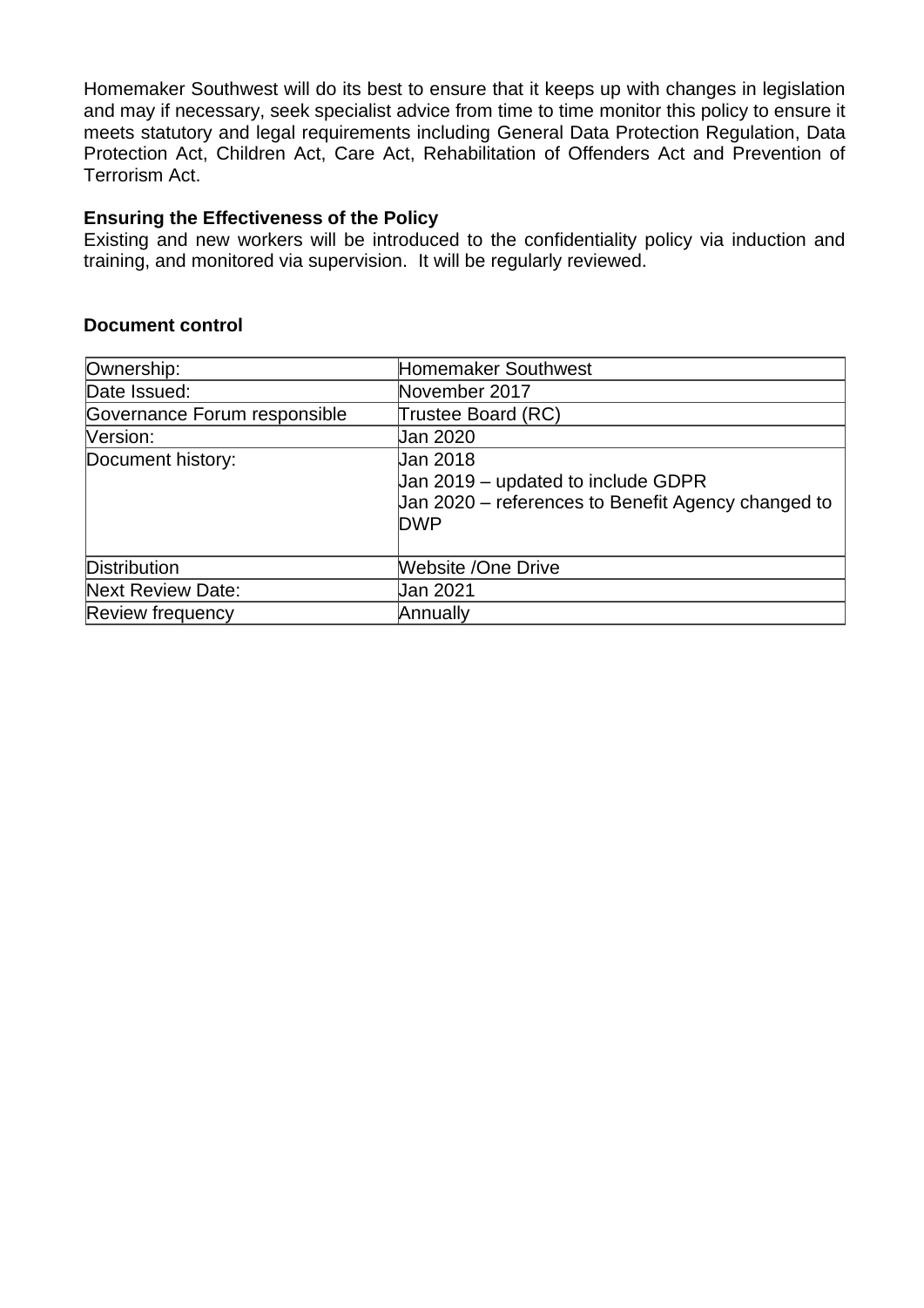Homemaker Southwest will do its best to ensure that it keeps up with changes in legislation and may if necessary, seek specialist advice from time to time monitor this policy to ensure it meets statutory and legal requirements including General Data Protection Regulation, Data Protection Act, Children Act, Care Act, Rehabilitation of Offenders Act and Prevention of Terrorism Act.

**Ensuring the Effectiveness of the Policy**
Existing and new workers will be introduced to the confidentiality policy via induction and training, and monitored via supervision. It will be regularly reviewed.

**Document control**

| | |
|---|---|
| Ownership: | Homemaker Southwest |
| Date Issued: | November 2017 |
| Governance Forum responsible | Trustee Board (RC) |
| Version: | Jan 2020 |
| Document history: | Jan 2018<br>Jan 2019 – updated to include GDPR<br>Jan 2020 – references to Benefit Agency changed to DWP |
| Distribution | Website /One Drive |
| Next Review Date: | Jan 2021 |
| Review frequency | Annually |